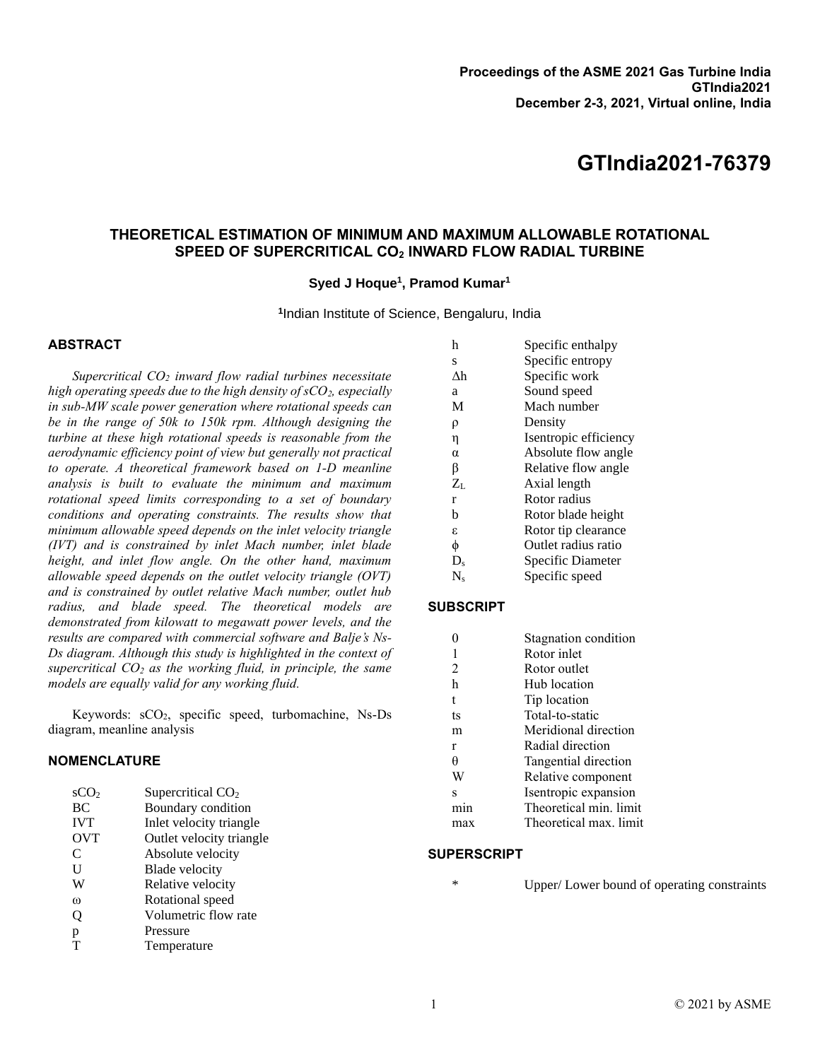Proceedings of the ASME 2021 Gas Turbine India
GTIndia2021
December 2-3, 2021, Virtual online, India

# GTIndia2021-76379

## THEORETICAL ESTIMATION OF MINIMUM AND MAXIMUM ALLOWABLE ROTATIONAL SPEED OF SUPERCRITICAL $CO_2$ INWARD FLOW RADIAL TURBINE

**Syed J Hoque[1], Pramod Kumar[1]**

[1]Indian Institute of Science, Bengaluru, India

## ABSTRACT

*Supercritical $CO_2$ inward flow radial turbines necessitate high operating speeds due to the high density of $sCO_2$, especially in sub-MW scale power generation where rotational speeds can be in the range of 50k to 150k rpm. Although designing the turbine at these high rotational speeds is reasonable from the aerodynamic efficiency point of view but generally not practical to operate. A theoretical framework based on 1-D meanline analysis is built to evaluate the minimum and maximum rotational speed limits corresponding to a set of boundary conditions and operating constraints. The results show that minimum allowable speed depends on the inlet velocity triangle (IVT) and is constrained by inlet Mach number, inlet blade height, and inlet flow angle. On the other hand, maximum allowable speed depends on the outlet velocity triangle (OVT) and is constrained by outlet relative Mach number, outlet hub radius, and blade speed. The theoretical models are demonstrated from kilowatt to megawatt power levels, and the results are compared with commercial software and Balje's Ns-Ds diagram. Although this study is highlighted in the context of supercritical $CO_2$ as the working fluid, in principle, the same models are equally valid for any working fluid.*

Keywords: $sCO_2$, specific speed, turbomachine, Ns-Ds diagram, meanline analysis

## NOMENCLATURE

| | |
|---|---|
| $sCO_2$ | Supercritical $CO_2$ |
| BC | Boundary condition |
| IVT | Inlet velocity triangle |
| OVT | Outlet velocity triangle |
| C | Absolute velocity |
| U | Blade velocity |
| W | Relative velocity |
| $\omega$ | Rotational speed |
| Q | Volumetric flow rate |
| p | Pressure |
| T | Temperature |
| h | Specific enthalpy |
| s | Specific entropy |
| $\Delta h$ | Specific work |
| a | Sound speed |
| M | Mach number |
| $\rho$ | Density |
| $\eta$ | Isentropic efficiency |
| $\alpha$ | Absolute flow angle |
| $\beta$ | Relative flow angle |
| $Z_L$ | Axial length |
| r | Rotor radius |
| b | Rotor blade height |
| $\varepsilon$ | Rotor tip clearance |
| $\phi$ | Outlet radius ratio |
| $D_s$ | Specific Diameter |
| $N_s$ | Specific speed |

## SUBSCRIPT

| | |
|---|---|
| 0 | Stagnation condition |
| 1 | Rotor inlet |
| 2 | Rotor outlet |
| h | Hub location |
| t | Tip location |
| ts | Total-to-static |
| m | Meridional direction |
| r | Radial direction |
| $\theta$ | Tangential direction |
| W | Relative component |
| s | Isentropic expansion |
| min | Theoretical min. limit |
| max | Theoretical max. limit |

## SUPERSCRIPT

| | |
|---|---|
| * | Upper/ Lower bound of operating constraints |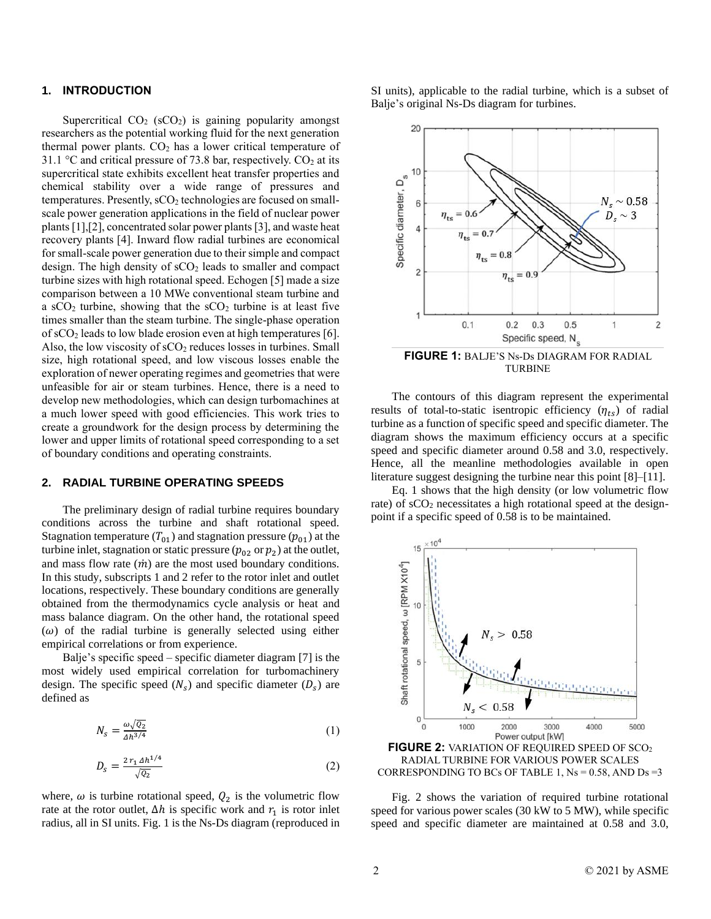## 1. INTRODUCTION

Supercritical $CO_2$ ($sCO_2$) is gaining popularity amongst researchers as the potential working fluid for the next generation thermal power plants. $CO_2$ has a lower critical temperature of 31.1 °C and critical pressure of 73.8 bar, respectively. $CO_2$ at its supercritical state exhibits excellent heat transfer properties and chemical stability over a wide range of pressures and temperatures. Presently, $sCO_2$ technologies are focused on small-scale power generation applications in the field of nuclear power plants [1],[2], concentrated solar power plants [3], and waste heat recovery plants [4]. Inward flow radial turbines are economical for small-scale power generation due to their simple and compact design. The high density of $sCO_2$ leads to smaller and compact turbine sizes with high rotational speed. Echogen [5] made a size comparison between a 10 MWe conventional steam turbine and a $sCO_2$ turbine, showing that the $sCO_2$ turbine is at least five times smaller than the steam turbine. The single-phase operation of $sCO_2$ leads to low blade erosion even at high temperatures [6]. Also, the low viscosity of $sCO_2$ reduces losses in turbines. Small size, high rotational speed, and low viscous losses enable the exploration of newer operating regimes and geometries that were unfeasible for air or steam turbines. Hence, there is a need to develop new methodologies, which can design turbomachines at a much lower speed with good efficiencies. This work tries to create a groundwork for the design process by determining the lower and upper limits of rotational speed corresponding to a set of boundary conditions and operating constraints.

## 2. RADIAL TURBINE OPERATING SPEEDS

The preliminary design of radial turbine requires boundary conditions across the turbine and shaft rotational speed. Stagnation temperature ($T_{01}$) and stagnation pressure ($p_{01}$) at the turbine inlet, stagnation or static pressure ($p_{02}$ or $p_2$) at the outlet, and mass flow rate ($\dot{m}$) are the most used boundary conditions. In this study, subscripts 1 and 2 refer to the rotor inlet and outlet locations, respectively. These boundary conditions are generally obtained from the thermodynamics cycle analysis or heat and mass balance diagram. On the other hand, the rotational speed ($\omega$) of the radial turbine is generally selected using either empirical correlations or from experience.

Balje's specific speed – specific diameter diagram [7] is the most widely used empirical correlation for turbomachinery design. The specific speed ($N_s$) and specific diameter ($D_s$) are defined as

$$N_s = \frac{\omega\sqrt{Q_2}}{\Delta h^{3/4}} \tag{1}$$

$$D_s = \frac{2\,r_1\,\Delta h^{1/4}}{\sqrt{Q_2}} \tag{2}$$

where, $\omega$ is turbine rotational speed, $Q_2$ is the volumetric flow rate at the rotor outlet, $\Delta h$ is specific work and $r_1$ is rotor inlet radius, all in SI units. Fig. 1 is the Ns-Ds diagram (reproduced in SI units), applicable to the radial turbine, which is a subset of Balje's original Ns-Ds diagram for turbines.

**FIGURE 1:** BALJE'S Ns-Ds DIAGRAM FOR RADIAL TURBINE

The contours of this diagram represent the experimental results of total-to-static isentropic efficiency ($\eta_{ts}$) of radial turbine as a function of specific speed and specific diameter. The diagram shows the maximum efficiency occurs at a specific speed and specific diameter around 0.58 and 3.0, respectively. Hence, all the meanline methodologies available in open literature suggest designing the turbine near this point [8]–[11].

Eq. 1 shows that the high density (or low volumetric flow rate) of $sCO_2$ necessitates a high rotational speed at the design-point if a specific speed of 0.58 is to be maintained.

**FIGURE 2:** VARIATION OF REQUIRED SPEED OF $SCO_2$ RADIAL TURBINE FOR VARIOUS POWER SCALES CORRESPONDING TO BCs OF TABLE 1, Ns = 0.58, AND Ds =3

Fig. 2 shows the variation of required turbine rotational speed for various power scales (30 kW to 5 MW), while specific speed and specific diameter are maintained at 0.58 and 3.0,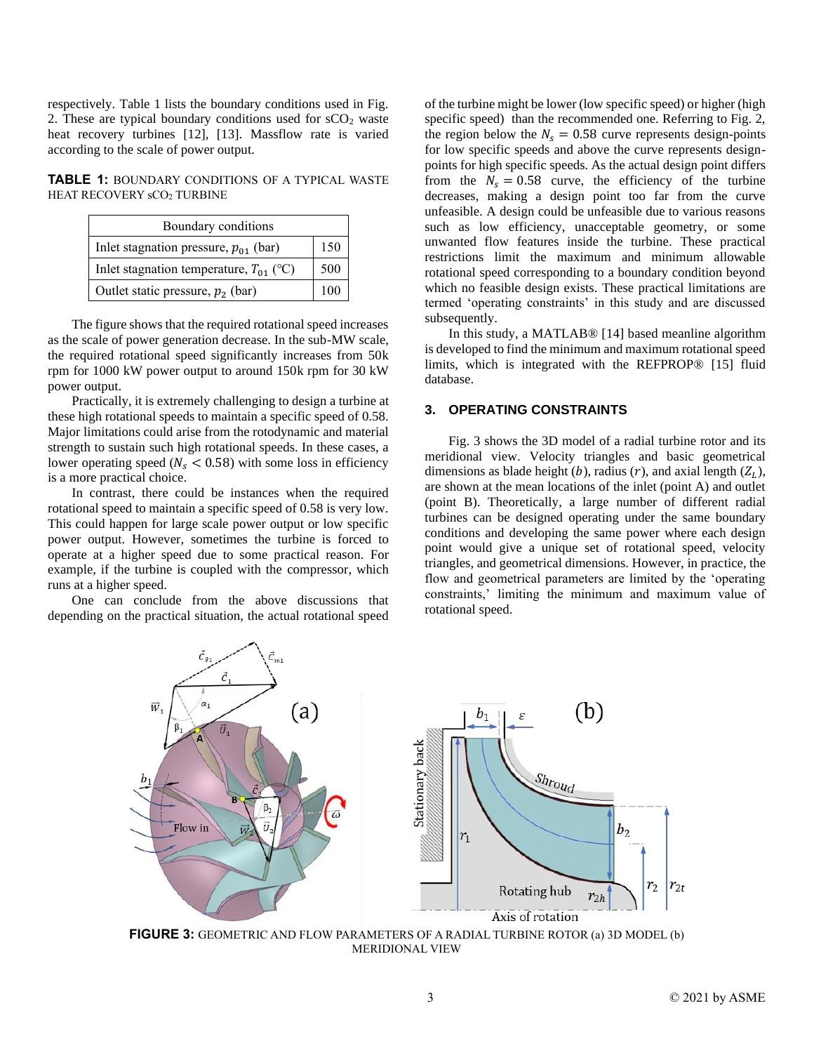respectively. Table 1 lists the boundary conditions used in Fig. 2. These are typical boundary conditions used for $sCO_2$ waste heat recovery turbines [12], [13]. Massflow rate is varied according to the scale of power output.

**TABLE 1:** BOUNDARY CONDITIONS OF A TYPICAL WASTE HEAT RECOVERY $sCO_2$ TURBINE

| Boundary conditions | |
|---|---|
| Inlet stagnation pressure, $p_{01}$ (bar) | 150 |
| Inlet stagnation temperature, $T_{01}$ (°C) | 500 |
| Outlet static pressure, $p_2$ (bar) | 100 |

The figure shows that the required rotational speed increases as the scale of power generation decrease. In the sub-MW scale, the required rotational speed significantly increases from 50k rpm for 1000 kW power output to around 150k rpm for 30 kW power output.

Practically, it is extremely challenging to design a turbine at these high rotational speeds to maintain a specific speed of 0.58. Major limitations could arise from the rotodynamic and material strength to sustain such high rotational speeds. In these cases, a lower operating speed ($N_s < 0.58$) with some loss in efficiency is a more practical choice.

In contrast, there could be instances when the required rotational speed to maintain a specific speed of 0.58 is very low. This could happen for large scale power output or low specific power output. However, sometimes the turbine is forced to operate at a higher speed due to some practical reason. For example, if the turbine is coupled with the compressor, which runs at a higher speed.

One can conclude from the above discussions that depending on the practical situation, the actual rotational speed of the turbine might be lower (low specific speed) or higher (high specific speed) than the recommended one. Referring to Fig. 2, the region below the $N_s = 0.58$ curve represents design-points for low specific speeds and above the curve represents design-points for high specific speeds. As the actual design point differs from the $N_s = 0.58$ curve, the efficiency of the turbine decreases, making a design point too far from the curve unfeasible. A design could be unfeasible due to various reasons such as low efficiency, unacceptable geometry, or some unwanted flow features inside the turbine. These practical restrictions limit the maximum and minimum allowable rotational speed corresponding to a boundary condition beyond which no feasible design exists. These practical limitations are termed 'operating constraints' in this study and are discussed subsequently.

In this study, a MATLAB® [14] based meanline algorithm is developed to find the minimum and maximum rotational speed limits, which is integrated with the REFPROP® [15] fluid database.

## 3. OPERATING CONSTRAINTS

Fig. 3 shows the 3D model of a radial turbine rotor and its meridional view. Velocity triangles and basic geometrical dimensions as blade height ($b$), radius ($r$), and axial length ($Z_L$), are shown at the mean locations of the inlet (point A) and outlet (point B). Theoretically, a large number of different radial turbines can be designed operating under the same boundary conditions and developing the same power where each design point would give a unique set of rotational speed, velocity triangles, and geometrical dimensions. However, in practice, the flow and geometrical parameters are limited by the 'operating constraints,' limiting the minimum and maximum value of rotational speed.

**FIGURE 3:** GEOMETRIC AND FLOW PARAMETERS OF A RADIAL TURBINE ROTOR (a) 3D MODEL (b) MERIDIONAL VIEW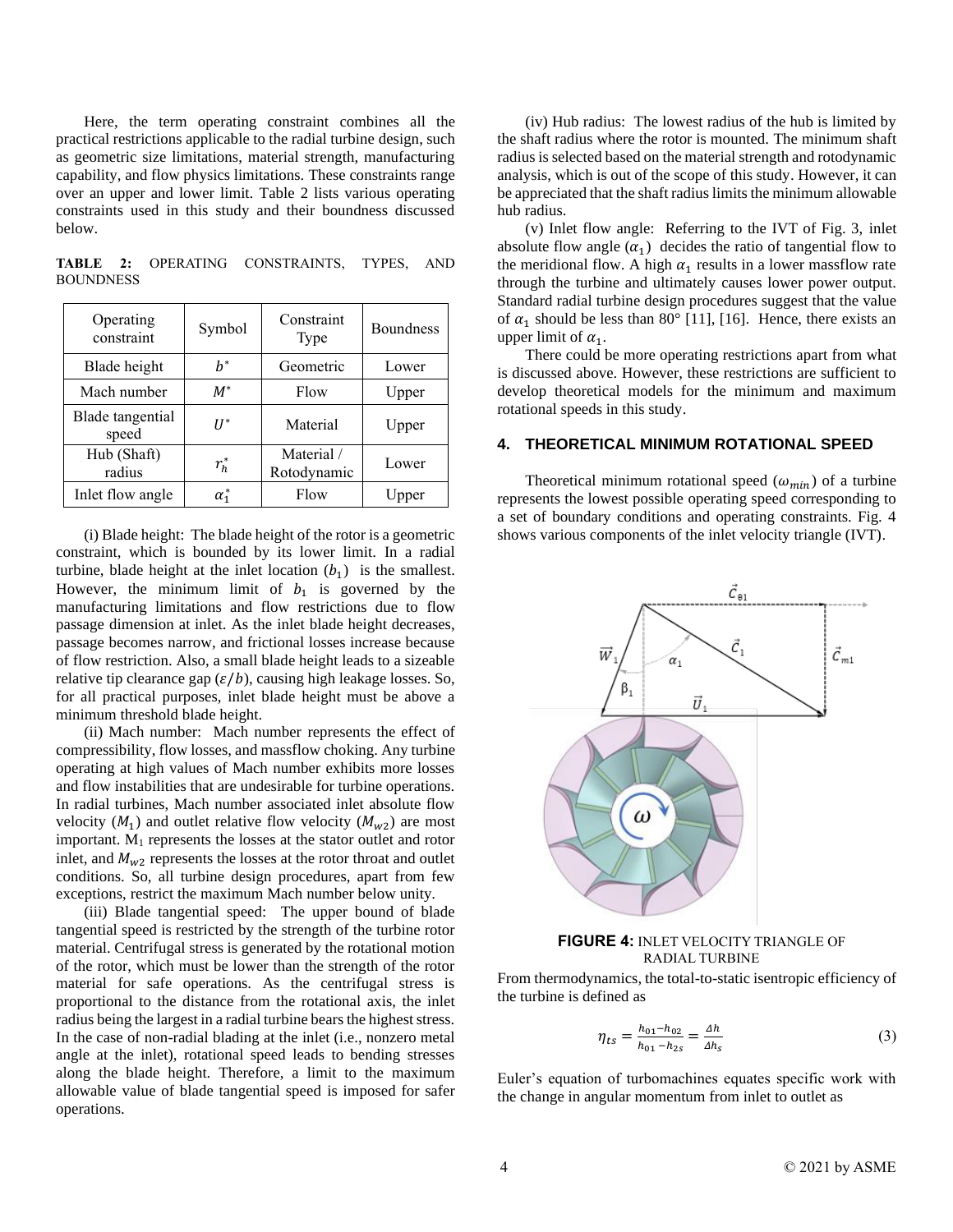Here, the term operating constraint combines all the practical restrictions applicable to the radial turbine design, such as geometric size limitations, material strength, manufacturing capability, and flow physics limitations. These constraints range over an upper and lower limit. Table 2 lists various operating constraints used in this study and their boundness discussed below.

**TABLE 2:** OPERATING CONSTRAINTS, TYPES, AND BOUNDNESS

| Operating constraint | Symbol | Constraint Type | Boundness |
|---|---|---|---|
| Blade height | $b^*$ | Geometric | Lower |
| Mach number | $M^*$ | Flow | Upper |
| Blade tangential speed | $U^*$ | Material | Upper |
| Hub (Shaft) radius | $r_h^*$ | Material / Rotodynamic | Lower |
| Inlet flow angle | $\alpha_1^*$ | Flow | Upper |

(i) Blade height: The blade height of the rotor is a geometric constraint, which is bounded by its lower limit. In a radial turbine, blade height at the inlet location ($b_1$) is the smallest. However, the minimum limit of $b_1$ is governed by the manufacturing limitations and flow restrictions due to flow passage dimension at inlet. As the inlet blade height decreases, passage becomes narrow, and frictional losses increase because of flow restriction. Also, a small blade height leads to a sizeable relative tip clearance gap ($\varepsilon/b$), causing high leakage losses. So, for all practical purposes, inlet blade height must be above a minimum threshold blade height.

(ii) Mach number: Mach number represents the effect of compressibility, flow losses, and massflow choking. Any turbine operating at high values of Mach number exhibits more losses and flow instabilities that are undesirable for turbine operations. In radial turbines, Mach number associated inlet absolute flow velocity ($M_1$) and outlet relative flow velocity ($M_{w2}$) are most important. $M_1$ represents the losses at the stator outlet and rotor inlet, and $M_{w2}$ represents the losses at the rotor throat and outlet conditions. So, all turbine design procedures, apart from few exceptions, restrict the maximum Mach number below unity.

(iii) Blade tangential speed: The upper bound of blade tangential speed is restricted by the strength of the turbine rotor material. Centrifugal stress is generated by the rotational motion of the rotor, which must be lower than the strength of the rotor material for safe operations. As the centrifugal stress is proportional to the distance from the rotational axis, the inlet radius being the largest in a radial turbine bears the highest stress. In the case of non-radial blading at the inlet (i.e., nonzero metal angle at the inlet), rotational speed leads to bending stresses along the blade height. Therefore, a limit to the maximum allowable value of blade tangential speed is imposed for safer operations.

(iv) Hub radius: The lowest radius of the hub is limited by the shaft radius where the rotor is mounted. The minimum shaft radius is selected based on the material strength and rotodynamic analysis, which is out of the scope of this study. However, it can be appreciated that the shaft radius limits the minimum allowable hub radius.

(v) Inlet flow angle: Referring to the IVT of Fig. 3, inlet absolute flow angle ($\alpha_1$) decides the ratio of tangential flow to the meridional flow. A high $\alpha_1$ results in a lower massflow rate through the turbine and ultimately causes lower power output. Standard radial turbine design procedures suggest that the value of $\alpha_1$ should be less than 80° [11], [16]. Hence, there exists an upper limit of $\alpha_1$.

There could be more operating restrictions apart from what is discussed above. However, these restrictions are sufficient to develop theoretical models for the minimum and maximum rotational speeds in this study.

## 4. THEORETICAL MINIMUM ROTATIONAL SPEED

Theoretical minimum rotational speed ($\omega_{min}$) of a turbine represents the lowest possible operating speed corresponding to a set of boundary conditions and operating constraints. Fig. 4 shows various components of the inlet velocity triangle (IVT).

**FIGURE 4:** INLET VELOCITY TRIANGLE OF RADIAL TURBINE

From thermodynamics, the total-to-static isentropic efficiency of the turbine is defined as

$$\eta_{ts} = \frac{h_{01}-h_{02}}{h_{01}-h_{2s}} = \frac{\Delta h}{\Delta h_s} \tag{3}$$

Euler's equation of turbomachines equates specific work with the change in angular momentum from inlet to outlet as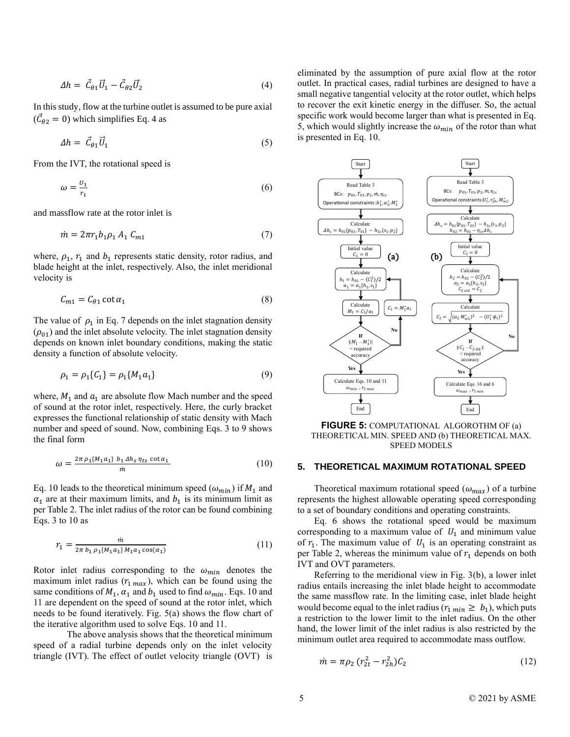$$\Delta h = \vec{C}_{\theta 1}\vec{U}_1 - \vec{C}_{\theta 2}\vec{U}_2 \tag{4}$$

In this study, flow at the turbine outlet is assumed to be pure axial ($\vec{C}_{\theta 2} = 0$) which simplifies Eq. 4 as

$$\Delta h = \vec{C}_{\theta 1}\vec{U}_1 \tag{5}$$

From the IVT, the rotational speed is

$$\omega = \frac{U_1}{r_1} \tag{6}$$

and massflow rate at the rotor inlet is

$$\dot{m} = 2\pi r_1 b_1 \rho_1 \, A_1 \, C_{m1} \tag{7}$$

where, $\rho_1$, $r_1$ and $b_1$ represents static density, rotor radius, and blade height at the inlet, respectively. Also, the inlet meridional velocity is

$$C_{m1} = C_{\theta 1} \cot \alpha_1 \tag{8}$$

The value of $\rho_1$ in Eq. 7 depends on the inlet stagnation density ($\rho_{01}$) and the inlet absolute velocity. The inlet stagnation density depends on known inlet boundary conditions, making the static density a function of absolute velocity.

$$\rho_1 = \rho_1\{C_1\} = \rho_1\{M_1 a_1\} \tag{9}$$

where, $M_1$ and $a_1$ are absolute flow Mach number and the speed of sound at the rotor inlet, respectively. Here, the curly bracket expresses the functional relationship of static density with Mach number and speed of sound. Now, combining Eqs. 3 to 9 shows the final form

$$\omega = \frac{2\pi \rho_1\{M_1 a_1\} \; b_1 \, \Delta h_s \, \eta_{ts} \, \cot \alpha_1}{\dot{m}} \tag{10}$$

Eq. 10 leads to the theoretical minimum speed ($\omega_{min}$) if $M_1$ and $\alpha_1$ are at their maximum limits, and $b_1$ is its minimum limit as per Table 2. The inlet radius of the rotor can be found combining Eqs. 3 to 10 as

$$r_1 = \frac{\dot{m}}{2\pi \, b_1 \, \rho_1\{M_1 a_1\} \, M_1 a_1 \cos(\alpha_1)} \tag{11}$$

Rotor inlet radius corresponding to the $\omega_{min}$ denotes the maximum inlet radius ($r_{1\,max}$), which can be found using the same conditions of $M_1$, $\alpha_1$ and $b_1$ used to find $\omega_{min}$. Eqs. 10 and 11 are dependent on the speed of sound at the rotor inlet, which needs to be found iteratively. Fig. 5(a) shows the flow chart of the iterative algorithm used to solve Eqs. 10 and 11.

The above analysis shows that the theoretical minimum speed of a radial turbine depends only on the inlet velocity triangle (IVT). The effect of outlet velocity triangle (OVT) is eliminated by the assumption of pure axial flow at the rotor outlet. In practical cases, radial turbines are designed to have a small negative tangential velocity at the rotor outlet, which helps to recover the exit kinetic energy in the diffuser. So, the actual specific work would become larger than what is presented in Eq. 5, which would slightly increase the $\omega_{min}$ of the rotor than what is presented in Eq. 10.

**FIGURE 5:** COMPUTATIONAL ALGOROTHM OF (a) THEORETICAL MIN. SPEED AND (b) THEORETICAL MAX. SPEED MODELS

## 5. THEORETICAL MAXIMUM ROTATIONAL SPEED

Theoretical maximum rotational speed ($\omega_{max}$) of a turbine represents the highest allowable operating speed corresponding to a set of boundary conditions and operating constraints.

Eq. 6 shows the rotational speed would be maximum corresponding to a maximum value of $U_1$ and minimum value of $r_1$. The maximum value of $U_1$ is an operating constraint as per Table 2, whereas the minimum value of $r_1$ depends on both IVT and OVT parameters.

Referring to the meridional view in Fig. 3(b), a lower inlet radius entails increasing the inlet blade height to accommodate the same massflow rate. In the limiting case, inlet blade height would become equal to the inlet radius ($r_{1\,min} \geq b_1$), which puts a restriction to the lower limit to the inlet radius. On the other hand, the lower limit of the inlet radius is also restricted by the minimum outlet area required to accommodate mass outflow.

$$\dot{m} = \pi \rho_2 \,(r_{2t}^2 - r_{2h}^2) C_2 \tag{12}$$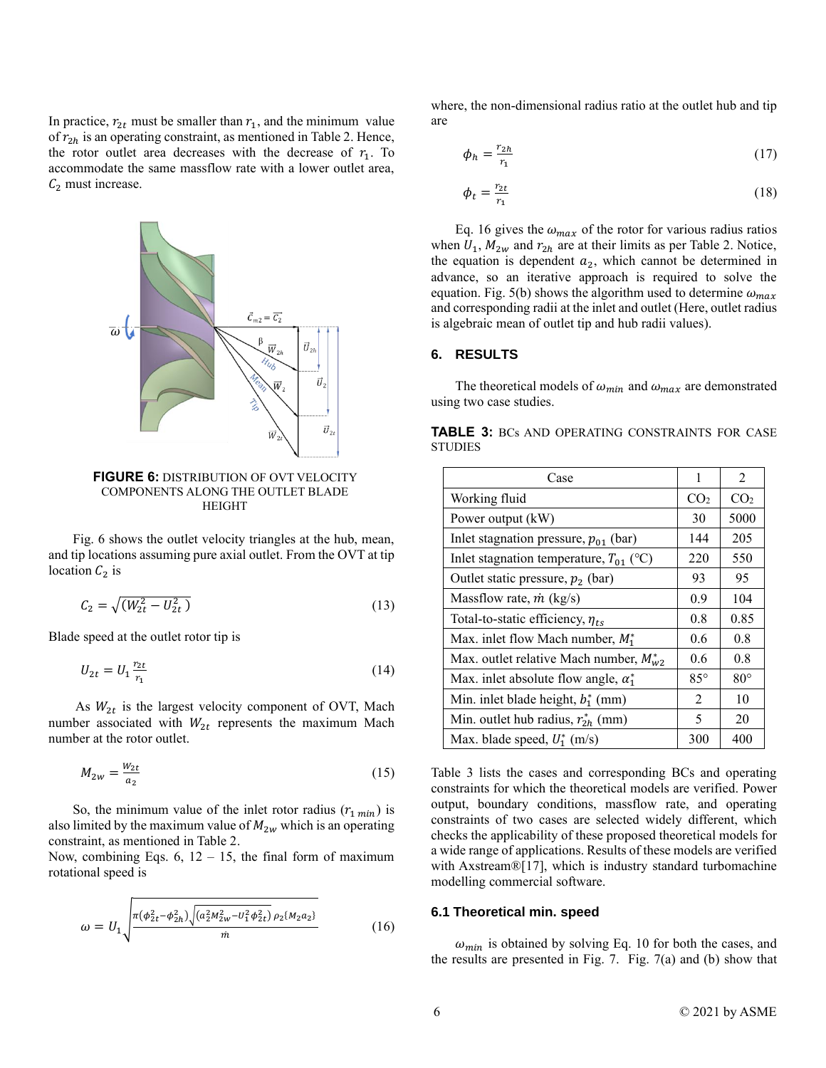In practice, $r_{2t}$ must be smaller than $r_1$, and the minimum value of $r_{2h}$ is an operating constraint, as mentioned in Table 2. Hence, the rotor outlet area decreases with the decrease of $r_1$. To accommodate the same massflow rate with a lower outlet area, $C_2$ must increase.

**FIGURE 6:** DISTRIBUTION OF OVT VELOCITY COMPONENTS ALONG THE OUTLET BLADE HEIGHT

Fig. 6 shows the outlet velocity triangles at the hub, mean, and tip locations assuming pure axial outlet. From the OVT at tip location $C_2$ is

$$C_2 = \sqrt{(W_{2t}^2 - U_{2t}^2)} \tag{13}$$

Blade speed at the outlet rotor tip is

$$U_{2t} = U_1 \frac{r_{2t}}{r_1} \tag{14}$$

As $W_{2t}$ is the largest velocity component of OVT, Mach number associated with $W_{2t}$ represents the maximum Mach number at the rotor outlet.

$$M_{2w} = \frac{W_{2t}}{a_2} \tag{15}$$

So, the minimum value of the inlet rotor radius ($r_{1\,min}$) is also limited by the maximum value of $M_{2w}$ which is an operating constraint, as mentioned in Table 2.
Now, combining Eqs. 6, 12 – 15, the final form of maximum rotational speed is

$$\omega = U_1 \sqrt{\frac{\pi(\phi_{2t}^2 - \phi_{2h}^2)\sqrt{(a_2^2 M_{2w}^2 - U_1^2 \phi_{2t}^2)}\,\rho_2\{M_2 a_2\}}{\dot{m}}} \tag{16}$$

where, the non-dimensional radius ratio at the outlet hub and tip are

$$\phi_h = \frac{r_{2h}}{r_1} \tag{17}$$

$$\phi_t = \frac{r_{2t}}{r_1} \tag{18}$$

Eq. 16 gives the $\omega_{max}$ of the rotor for various radius ratios when $U_1$, $M_{2w}$ and $r_{2h}$ are at their limits as per Table 2. Notice, the equation is dependent $a_2$, which cannot be determined in advance, so an iterative approach is required to solve the equation. Fig. 5(b) shows the algorithm used to determine $\omega_{max}$ and corresponding radii at the inlet and outlet (Here, outlet radius is algebraic mean of outlet tip and hub radii values).

## 6. RESULTS

The theoretical models of $\omega_{min}$ and $\omega_{max}$ are demonstrated using two case studies.

**TABLE 3:** BCs AND OPERATING CONSTRAINTS FOR CASE STUDIES

| Case | 1 | 2 |
|---|---|---|
| Working fluid | $CO_2$ | $CO_2$ |
| Power output (kW) | 30 | 5000 |
| Inlet stagnation pressure, $p_{01}$ (bar) | 144 | 205 |
| Inlet stagnation temperature, $T_{01}$ (°C) | 220 | 550 |
| Outlet static pressure, $p_2$ (bar) | 93 | 95 |
| Massflow rate, $\dot{m}$ (kg/s) | 0.9 | 104 |
| Total-to-static efficiency, $\eta_{ts}$ | 0.8 | 0.85 |
| Max. inlet flow Mach number, $M_1^*$ | 0.6 | 0.8 |
| Max. outlet relative Mach number, $M_{w2}^*$ | 0.6 | 0.8 |
| Max. inlet absolute flow angle, $\alpha_1^*$ | 85° | 80° |
| Min. inlet blade height, $b_1^*$ (mm) | 2 | 10 |
| Min. outlet hub radius, $r_{2h}^*$ (mm) | 5 | 20 |
| Max. blade speed, $U_1^*$ (m/s) | 300 | 400 |

Table 3 lists the cases and corresponding BCs and operating constraints for which the theoretical models are verified. Power output, boundary conditions, massflow rate, and operating constraints of two cases are selected widely different, which checks the applicability of these proposed theoretical models for a wide range of applications. Results of these models are verified with Axstream®[17], which is industry standard turbomachine modelling commercial software.

### 6.1 Theoretical min. speed

$\omega_{min}$ is obtained by solving Eq. 10 for both the cases, and the results are presented in Fig. 7. Fig. 7(a) and (b) show that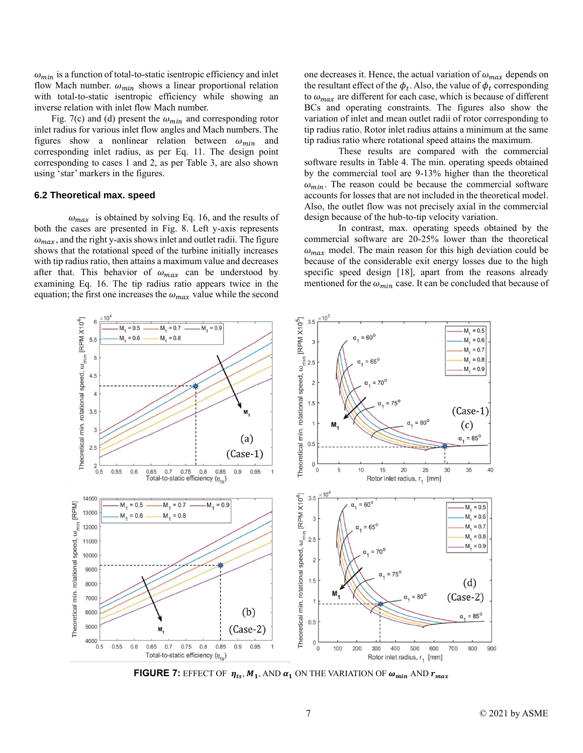$\omega_{min}$ is a function of total-to-static isentropic efficiency and inlet flow Mach number. $\omega_{min}$ shows a linear proportional relation with total-to-static isentropic efficiency while showing an inverse relation with inlet flow Mach number.

Fig. 7(c) and (d) present the $\omega_{min}$ and corresponding rotor inlet radius for various inlet flow angles and Mach numbers. The figures show a nonlinear relation between $\omega_{min}$ and corresponding inlet radius, as per Eq. 11. The design point corresponding to cases 1 and 2, as per Table 3, are also shown using 'star' markers in the figures.

### 6.2 Theoretical max. speed

$\omega_{max}$ is obtained by solving Eq. 16, and the results of both the cases are presented in Fig. 8. Left y-axis represents $\omega_{max}$, and the right y-axis shows inlet and outlet radii. The figure shows that the rotational speed of the turbine initially increases with tip radius ratio, then attains a maximum value and decreases after that. This behavior of $\omega_{max}$ can be understood by examining Eq. 16. The tip radius ratio appears twice in the equation; the first one increases the $\omega_{max}$ value while the second one decreases it. Hence, the actual variation of $\omega_{max}$ depends on the resultant effect of the $\phi_t$. Also, the value of $\phi_t$ corresponding to $\omega_{max}$ are different for each case, which is because of different BCs and operating constraints. The figures also show the variation of inlet and mean outlet radii of rotor corresponding to tip radius ratio. Rotor inlet radius attains a minimum at the same tip radius ratio where rotational speed attains the maximum.

These results are compared with the commercial software results in Table 4. The min. operating speeds obtained by the commercial tool are 9-13% higher than the theoretical $\omega_{min}$. The reason could be because the commercial software accounts for losses that are not included in the theoretical model. Also, the outlet flow was not precisely axial in the commercial design because of the hub-to-tip velocity variation.

In contrast, max. operating speeds obtained by the commercial software are 20-25% lower than the theoretical $\omega_{max}$ model. The main reason for this high deviation could be because of the considerable exit energy losses due to the high specific speed design [18], apart from the reasons already mentioned for the $\omega_{min}$ case. It can be concluded that because of

**FIGURE 7:** EFFECT OF $\eta_{ts}$, $M_1$, AND $\alpha_1$ ON THE VARIATION OF $\omega_{min}$ AND $r_{max}$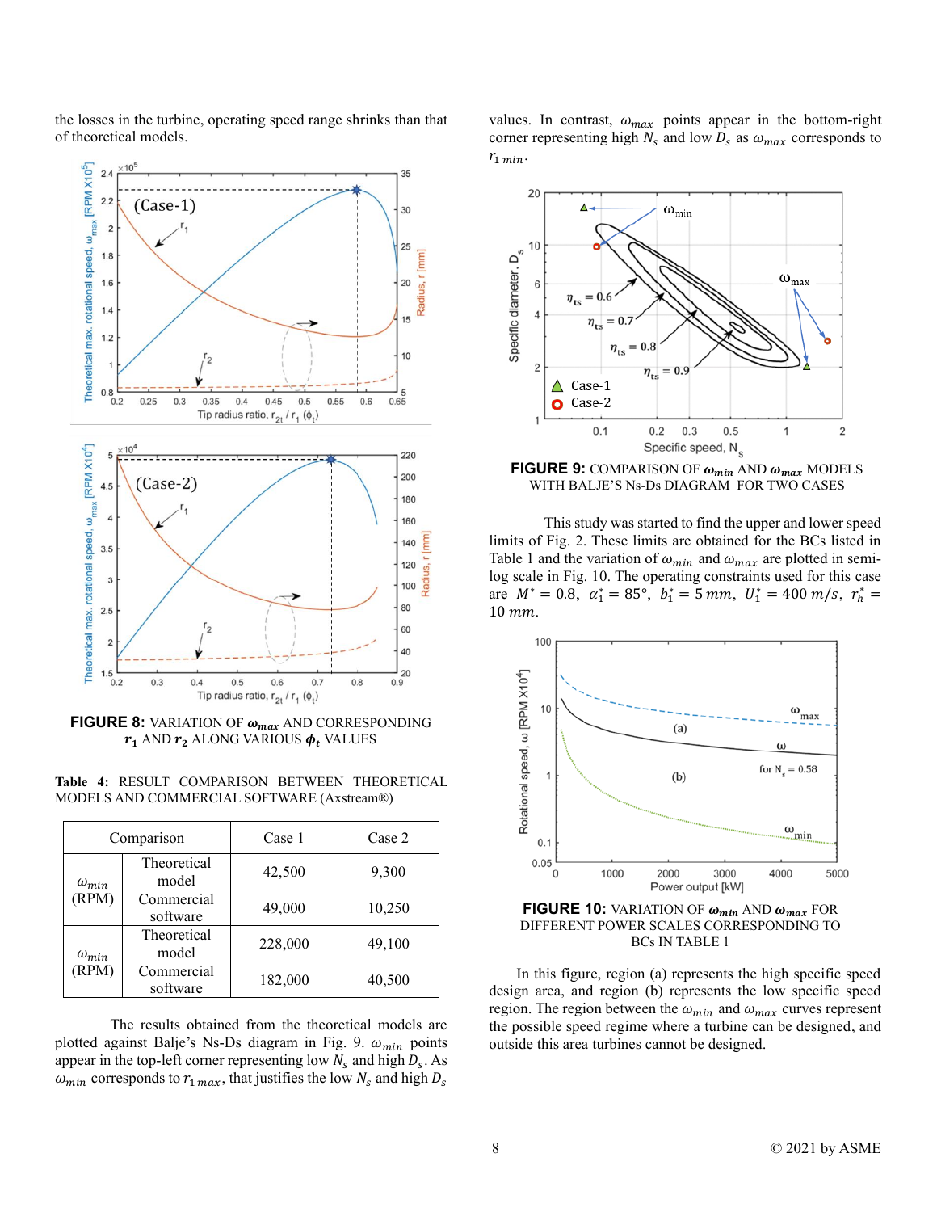the losses in the turbine, operating speed range shrinks than that of theoretical models.

**FIGURE 8:** VARIATION OF $\omega_{max}$ AND CORRESPONDING $r_1$ AND $r_2$ ALONG VARIOUS $\phi_t$ VALUES

**Table 4:** RESULT COMPARISON BETWEEN THEORETICAL MODELS AND COMMERCIAL SOFTWARE (Axstream®)

| Comparison | | Case 1 | Case 2 |
|---|---|---|---|
| $\omega_{min}$ (RPM) | Theoretical model | 42,500 | 9,300 |
| | Commercial software | 49,000 | 10,250 |
| $\omega_{min}$ (RPM) | Theoretical model | 228,000 | 49,100 |
| | Commercial software | 182,000 | 40,500 |

The results obtained from the theoretical models are plotted against Balje's Ns-Ds diagram in Fig. 9. $\omega_{min}$ points appear in the top-left corner representing low $N_s$ and high $D_s$. As $\omega_{min}$ corresponds to $r_{1\,max}$, that justifies the low $N_s$ and high $D_s$ values. In contrast, $\omega_{max}$ points appear in the bottom-right corner representing high $N_s$ and low $D_s$ as $\omega_{max}$ corresponds to $r_{1\,min}$.

**FIGURE 9:** COMPARISON OF $\omega_{min}$ AND $\omega_{max}$ MODELS WITH BALJE'S Ns-Ds DIAGRAM FOR TWO CASES

This study was started to find the upper and lower speed limits of Fig. 2. These limits are obtained for the BCs listed in Table 1 and the variation of $\omega_{min}$ and $\omega_{max}$ are plotted in semi-log scale in Fig. 10. The operating constraints used for this case are $M^* = 0.8$, $\alpha_1^* = 85°$, $b_1^* = 5\,mm$, $U_1^* = 400\,m/s$, $r_h^* = 10\,mm$.

**FIGURE 10:** VARIATION OF $\omega_{min}$ AND $\omega_{max}$ FOR DIFFERENT POWER SCALES CORRESPONDING TO BCs IN TABLE 1

In this figure, region (a) represents the high specific speed design area, and region (b) represents the low specific speed region. The region between the $\omega_{min}$ and $\omega_{max}$ curves represent the possible speed regime where a turbine can be designed, and outside this area turbines cannot be designed.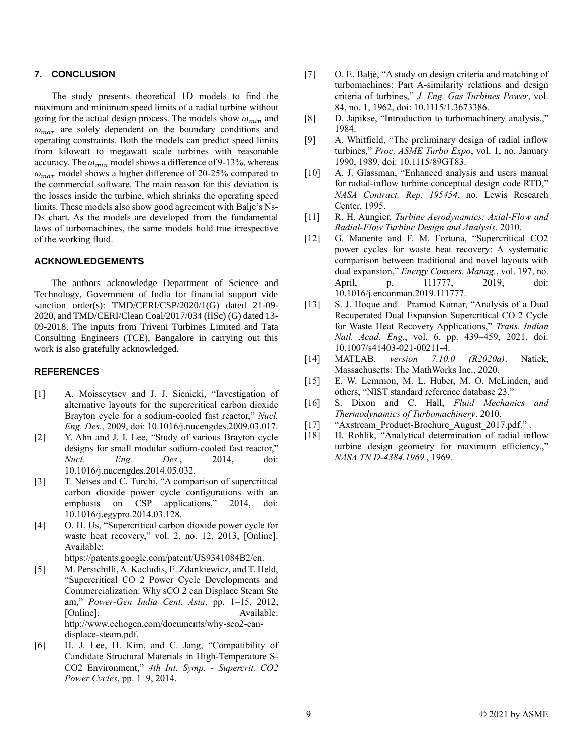## 7. CONCLUSION

The study presents theoretical 1D models to find the maximum and minimum speed limits of a radial turbine without going for the actual design process. The models show $\omega_{min}$ and $\omega_{max}$ are solely dependent on the boundary conditions and operating constraints. Both the models can predict speed limits from kilowatt to megawatt scale turbines with reasonable accuracy. The $\omega_{min}$ model shows a difference of 9-13%, whereas $\omega_{max}$ model shows a higher difference of 20-25% compared to the commercial software. The main reason for this deviation is the losses inside the turbine, which shrinks the operating speed limits. These models also show good agreement with Balje's Ns-Ds chart. As the models are developed from the fundamental laws of turbomachines, the same models hold true irrespective of the working fluid.

## ACKNOWLEDGEMENTS

The authors acknowledge Department of Science and Technology, Government of India for financial support vide sanction order(s): TMD/CERI/CSP/2020/1(G) dated 21-09-2020, and TMD/CERI/Clean Coal/2017/034 (IISc) (G) dated 13-09-2018. The inputs from Triveni Turbines Limited and Tata Consulting Engineers (TCE), Bangalore in carrying out this work is also gratefully acknowledged.

## REFERENCES

[1] A. Moisseytsev and J. J. Sienicki, "Investigation of alternative layouts for the supercritical carbon dioxide Brayton cycle for a sodium-cooled fast reactor," *Nucl. Eng. Des.*, 2009, doi: 10.1016/j.nucengdes.2009.03.017.

[2] Y. Ahn and J. I. Lee, "Study of various Brayton cycle designs for small modular sodium-cooled fast reactor," *Nucl. Eng. Des.*, 2014, doi: 10.1016/j.nucengdes.2014.05.032.

[3] T. Neises and C. Turchi, "A comparison of supercritical carbon dioxide power cycle configurations with an emphasis on CSP applications," 2014, doi: 10.1016/j.egypro.2014.03.128.

[4] O. H. Us, "Supercritical carbon dioxide power cycle for waste heat recovery," vol. 2, no. 12, 2013, [Online]. Available: https://patents.google.com/patent/US9341084B2/en.

[5] M. Persichilli, A. Kacludis, E. Zdankiewicz, and T. Held, "Supercritical CO 2 Power Cycle Developments and Commercialization: Why sCO 2 can Displace Steam Ste am," *Power-Gen India Cent. Asia*, pp. 1–15, 2012, [Online]. Available: http://www.echogen.com/documents/why-sco2-can-displace-steam.pdf.

[6] H. J. Lee, H. Kim, and C. Jang, "Compatibility of Candidate Structural Materials in High-Temperature S-CO2 Environment," *4th Int. Symp. - Supercrit. CO2 Power Cycles*, pp. 1–9, 2014.

[7] O. E. Baljé, "A study on design criteria and matching of turbomachines: Part A-similarity relations and design criteria of turbines," *J. Eng. Gas Turbines Power*, vol. 84, no. 1, 1962, doi: 10.1115/1.3673386.

[8] D. Japikse, "Introduction to turbomachinery analysis.," 1984.

[9] A. Whitfield, "The preliminary design of radial inflow turbines," *Proc. ASME Turbo Expo*, vol. 1, no. January 1990, 1989, doi: 10.1115/89GT83.

[10] A. J. Glassman, "Enhanced analysis and users manual for radial-inflow turbine conceptual design code RTD," *NASA Contract. Rep. 195454*, no. Lewis Research Center, 1995.

[11] R. H. Aungier, *Turbine Aerodynamics: Axial-Flow and Radial-Flow Turbine Design and Analysis*. 2010.

[12] G. Manente and F. M. Fortuna, "Supercritical CO2 power cycles for waste heat recovery: A systematic comparison between traditional and novel layouts with dual expansion," *Energy Convers. Manag.*, vol. 197, no. April, p. 111777, 2019, doi: 10.1016/j.enconman.2019.111777.

[13] S. J. Hoque and · Pramod Kumar, "Analysis of a Dual Recuperated Dual Expansion Supercritical CO 2 Cycle for Waste Heat Recovery Applications," *Trans. Indian Natl. Acad. Eng.*, vol. 6, pp. 439–459, 2021, doi: 10.1007/s41403-021-00211-4.

[14] MATLAB, *version 7.10.0 (R2020a)*. Natick, Massachusetts: The MathWorks Inc., 2020.

[15] E. W. Lemmon, M. L. Huber, M. O. McLinden, and others, "NIST standard reference database 23."

[16] S. Dixon and C. Hall, *Fluid Mechanics and Thermodynamics of Turbomachinery*. 2010.

[17] "Axstream_Product-Brochure_August_2017.pdf." .

[18] H. Rohlik, "Analytical determination of radial inflow turbine design geometry for maximum efficiency.," *NASA TN D-4384.1969.*, 1969.